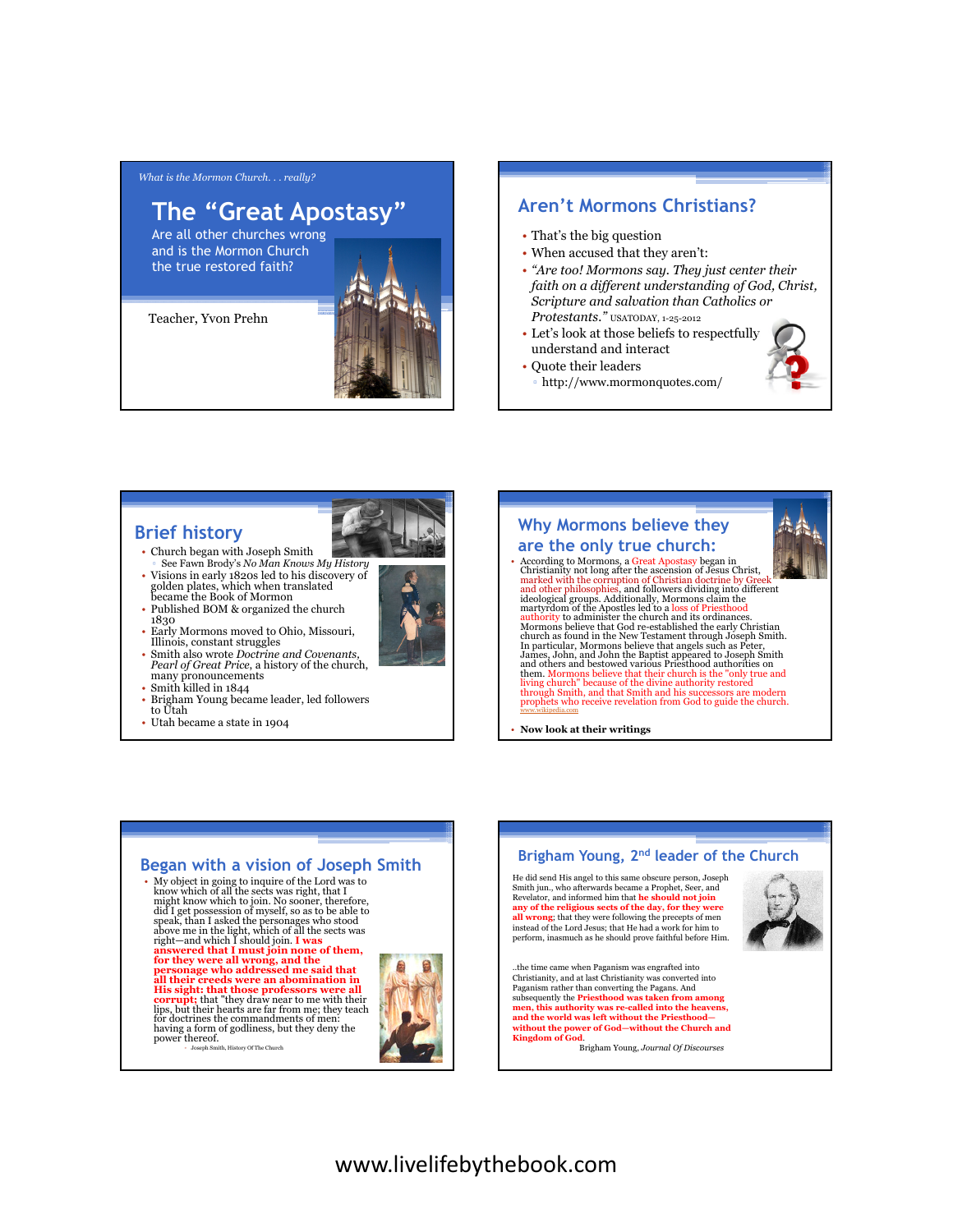*What is the Mormon Church. . . really?*

# The "Great Apostasy"

Are all other churches wrong and is the Mormon Church the true restored faith?

Teacher, Yvon Prehn

## Aren't Mormons Christians?

- That's the big question
- When accused that they aren't:
- *"Are too! Mormons say. They just center their faith on a different understanding of God, Christ, Scripture and salvation than Catholics or Protestants."* USATODAY, 1-25-2012
- Let's look at those beliefs to respectfully understand and interact
- Quote their leaders
  - http://www.mormonquotes.com/

## Brief history

- Church began with Joseph Smith
  - See Fawn Brody's *No Man Knows My History*
- Visions in early 1820s led to his discovery of golden plates, which when translated became the Book of Mormon
- Published BOM & organized the church 1830
- Early Mormons moved to Ohio, Missouri, Illinois, constant struggles
- Smith also wrote *Doctrine and Covenants*, *Pearl of Great Price*, a history of the church, many pronouncements
- Smith killed in 1844
- Brigham Young became leader, led followers to Utah
- Utah became a state in 1904

## Why Mormons believe they are the only true church:

- According to Mormons, a Great Apostasy began in Christianity not long after the ascension of Jesus Christ, marked with the corruption of Christian doctrine by Greek and other philosophies, and followers dividing into different ideological groups. Additionally, Mormons claim the martyrdom of the Apostles led to a loss of Priesthood authority to administer the church and its ordinances. Mormons believe that God re-established the early Christian church as found in the New Testament through Joseph Smith. In particular, Mormons believe that angels such as Peter, James, John, and John the Baptist appeared to Joseph Smith and others and bestowed various Priesthood authorities on them. Mormons believe that their church is the "only true and living church" because of the divine authority restored through Smith, and that Smith and his successors are modern prophets who receive revelation from God to guide the church. www.wikipedia.com
- **Now look at their writings**

## Began with a vision of Joseph Smith

- My object in going to inquire of the Lord was to know which of all the sects was right, that I might know which to join. No sooner, therefore, did I get possession of myself, so as to be able to speak, than I asked the personages who stood above me in the light, which of all the sects was right—and which I should join. **I was answered that I must join none of them, for they were all wrong, and the personage who addressed me said that all their creeds were an abomination in His sight: that those professors were all corrupt;** that "they draw near to me with their lips, but their hearts are far from me; they teach for doctrines the commandments of men: having a form of godliness, but they deny the power thereof.
  - Joseph Smith, History Of The Church

## Brigham Young, 2nd leader of the Church

He did send His angel to this same obscure person, Joseph Smith jun., who afterwards became a Prophet, Seer, and Revelator, and informed him that **he should not join any of the religious sects of the day, for they were all wrong;** that they were following the precepts of men instead of the Lord Jesus; that He had a work for him to perform, inasmuch as he should prove faithful before Him.

..the time came when Paganism was engrafted into Christianity, and at last Christianity was converted into Paganism rather than converting the Pagans. And subsequently the **Priesthood was taken from among men, this authority was re-called into the heavens, and the world was left without the Priesthood—without the power of God—without the Church and Kingdom of God.**

Brigham Young, *Journal Of Discourses*

www.livelifebythebook.com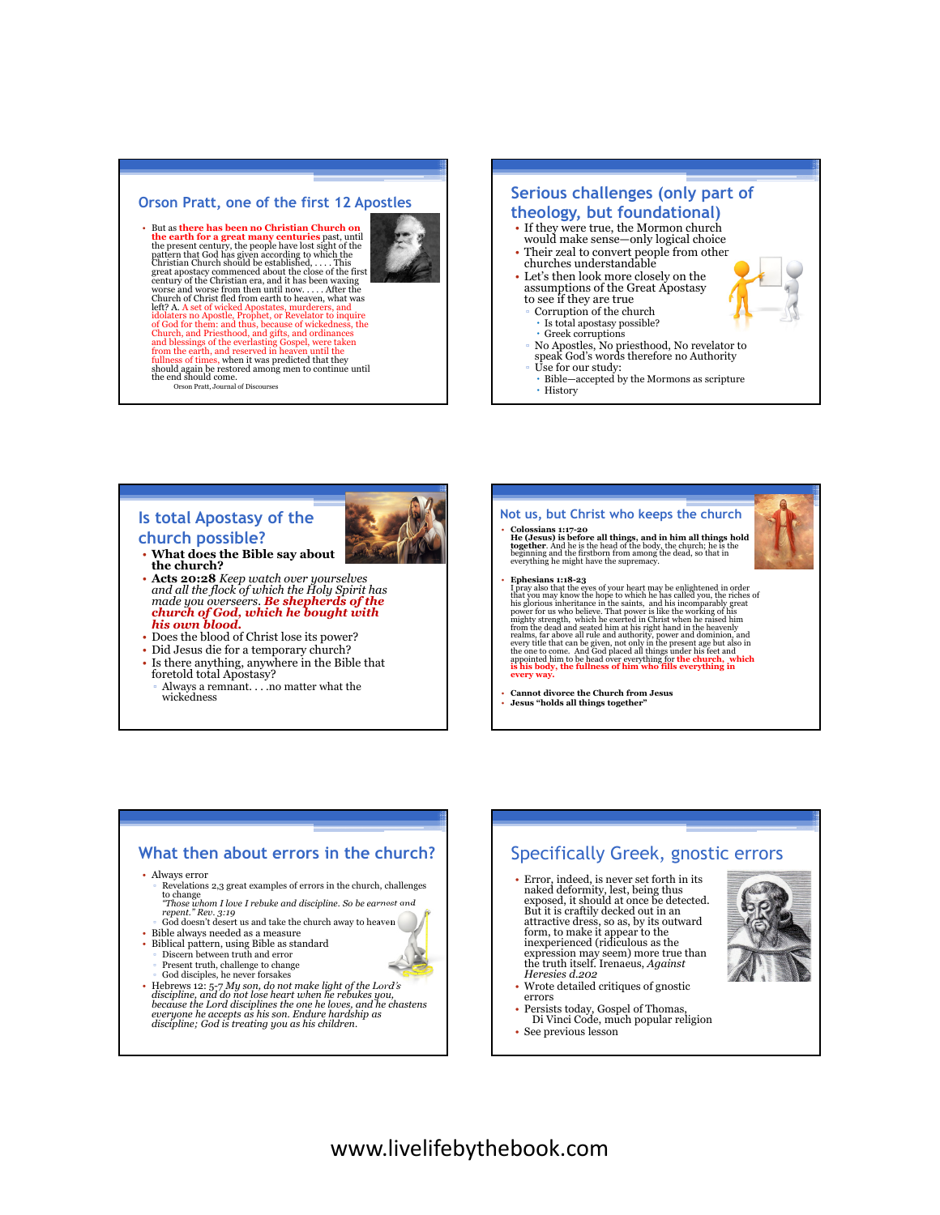## Orson Pratt, one of the first 12 Apostles

- But as **there has been no Christian Church on the earth for a great many centuries** past, until the present century, the people have lost sight of the pattern that God has given according to which the Christian Church should be established, . . . . This great apostacy commenced about the close of the first century of the Christian era, and it has been waxing worse and worse from then until now. . . . . After the Church of Christ fled from earth to heaven, what was left? A. A set of wicked Apostates, murderers, and idolaters no Apostle, Prophet, or Revelator to inquire of God for them: and thus, because of wickedness, the Church, and Priesthood, and gifts, and ordinances and blessings of the everlasting Gospel, were taken from the earth, and reserved in heaven until the fullness of times, when it was predicted that they should again be restored among men to continue until the end should come.

  Orson Pratt, Journal of Discourses

## Serious challenges (only part of theology, but foundational)

- If they were true, the Mormon church would make sense—only logical choice
- Their zeal to convert people from other churches understandable
- Let's then look more closely on the assumptions of the Great Apostasy to see if they are true
  - Corruption of the church
    - Is total apostasy possible?
    - Greek corruptions
  - No Apostles, No priesthood, No revelator to speak God's words therefore no Authority
  - Use for our study:
    - Bible—accepted by the Mormons as scripture
    - History

## Is total Apostasy of the church possible?

- **What does the Bible say about the church?**
- **Acts 20:28** *Keep watch over yourselves and all the flock of which the Holy Spirit has made you overseers.* ***Be shepherds of the church of God, which he bought with his own blood.***
- Does the blood of Christ lose its power?
- Did Jesus die for a temporary church?
- Is there anything, anywhere in the Bible that foretold total Apostasy?
  - Always a remnant. . . .no matter what the wickedness

## Not us, but Christ who keeps the church

- **Colossians 1:17-20**
  **He (Jesus) is before all things, and in him all things hold together.** And he is the head of the body, the church; he is the beginning and the firstborn from among the dead, so that in everything he might have the supremacy.
- **Ephesians 1:18-23**
  I pray also that the eyes of your heart may be enlightened in order that you may know the hope to which he has called you, the riches of his glorious inheritance in the saints, and his incomparably great power for us who believe. That power is like the working of his mighty strength, which he exerted in Christ when he raised him from the dead and seated him at his right hand in the heavenly realms, far above all rule and authority, power and dominion, and every title that can be given, not only in the present age but also in the one to come. And God placed all things under his feet and appointed him to be head over everything for **the church, which is his body, the fullness of him who fills everything in every way.**
- **Cannot divorce the Church from Jesus**
- **Jesus "holds all things together"**

## What then about errors in the church?

- Always error
  - Revelations 2,3 great examples of errors in the church, challenges to change
    *"Those whom I love I rebuke and discipline. So be earnest and repent." Rev. 3:19*
  - God doesn't desert us and take the church away to heaven
- Bible always needed as a measure
- Biblical pattern, using Bible as standard
  - Discern between truth and error
  - Present truth, challenge to change
  - God disciples, he never forsakes
- Hebrews 12: 5-7 *My son, do not make light of the Lord's discipline, and do not lose heart when he rebukes you, because the Lord disciplines the one he loves, and he chastens everyone he accepts as his son. Endure hardship as discipline; God is treating you as his children.*

## Specifically Greek, gnostic errors

- Error, indeed, is never set forth in its naked deformity, lest, being thus exposed, it should at once be detected. But it is craftily decked out in an attractive dress, so as, by its outward form, to make it appear to the inexperienced (ridiculous as the expression may seem) more true than the truth itself. Irenaeus, *Against Heresies d.202*
- Wrote detailed critiques of gnostic errors
- Persists today, Gospel of Thomas, Di Vinci Code, much popular religion
- See previous lesson

www.livelifebythebook.com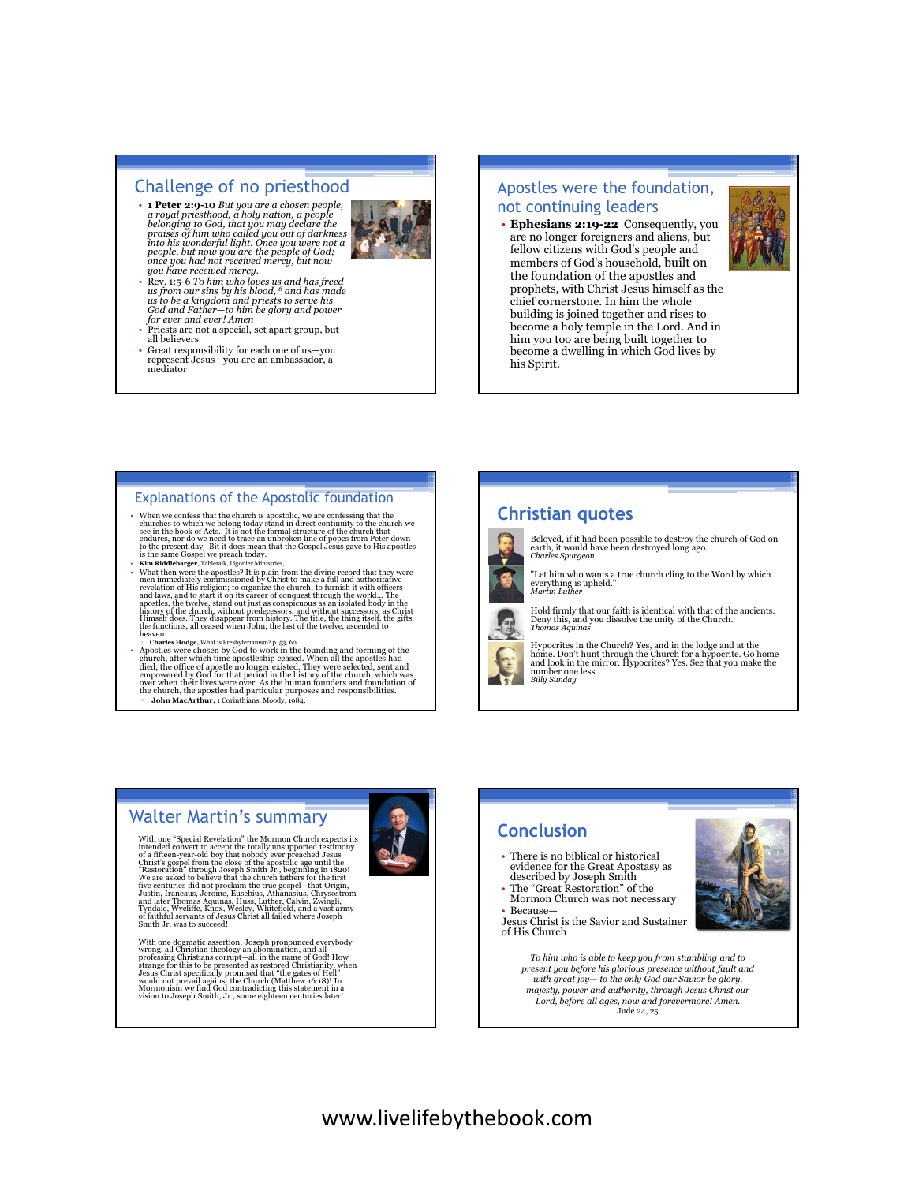## Challenge of no priesthood

- **1 Peter 2:9-10** *But you are a chosen people, a royal priesthood, a holy nation, a people belonging to God, that you may declare the praises of him who called you out of darkness into his wonderful light. Once you were not a people, but now you are the people of God; once you had not received mercy, but now you have received mercy.*
- Rev. 1:5-6 *To him who loves us and has freed us from our sins by his blood, [6] and has made us to be a kingdom and priests to serve his God and Father—to him be glory and power for ever and ever! Amen*
- Priests are not a special, set apart group, but all believers
- Great responsibility for each one of us—you represent Jesus—you are an ambassador, a mediator

## Apostles were the foundation, not continuing leaders

- **Ephesians 2:19-22** Consequently, you are no longer foreigners and aliens, but fellow citizens with God's people and members of God's household, built on the foundation of the apostles and prophets, with Christ Jesus himself as the chief cornerstone. In him the whole building is joined together and rises to become a holy temple in the Lord. And in him you too are being built together to become a dwelling in which God lives by his Spirit.

## Explanations of the Apostolic foundation

- When we confess that the church is apostolic, we are confessing that the churches to which we belong today stand in direct continuity to the church we see in the book of Acts. It is not the formal structure of the church that endures, nor do we need to trace an unbroken line of popes from Peter down to the present day. But it does mean that the Gospel Jesus gave to His apostles is the same Gospel we preach today.
- **Kim Riddlebarger,** Tabletalk, Ligonier Ministries,
- What then were the apostles? It is plain from the divine record that they were men immediately commissioned by Christ to make a full and authoritative revelation of His religion; to organize the church; to furnish it with officers and laws, and to start it on its career of conquest through the world... The apostles, the twelve, stand out just as conspicuous as an isolated body in the history of the church, without predecessors, and without successors, as Christ Himself does. They disappear from history. The title, the thing itself, the gifts, the functions, all ceased when John, the last of the twelve, ascended to heaven.
  - **Charles Hodge,** What is Presbyterianism? p. 53, 60.
- Apostles were chosen by God to work in the founding and forming of the church, after which time apostleship ceased. When all the apostles had died, the office of apostle no longer existed. They were selected, sent and empowered by God for that period in the history of the church, which was over when their lives were over. As the human founders and foundation of the church, the apostles had particular purposes and responsibilities.
  - **John MacArthur,** 1 Corinthians, Moody, 1984,

## Christian quotes

Beloved, if it had been possible to destroy the church of God on earth, it would have been destroyed long ago.
*Charles Spurgeon*

"Let him who wants a true church cling to the Word by which everything is upheld."
*Martin Luther*

Hold firmly that our faith is identical with that of the ancients. Deny this, and you dissolve the unity of the Church.
*Thomas Aquinas*

Hypocrites in the Church? Yes, and in the lodge and at the home. Don't hunt through the Church for a hypocrite. Go home and look in the mirror. Hypocrites? Yes. See that you make the number one less.
*Billy Sunday*

## Walter Martin's summary

With one "Special Revelation" the Mormon Church expects its intended convert to accept the totally unsupported testimony of a fifteen-year-old boy that nobody ever preached Jesus Christ's gospel from the close of the apostolic age until the "Restoration" through Joseph Smith Jr., beginning in 1820! We are asked to believe that the church fathers for the first five centuries did not proclaim the true gospel—that Origin, Justin, Iraneaus, Jerome, Eusebius, Athanasius, Chrysostrom and later Thomas Aquinas, Huss, Luther, Calvin, Zwingli, Tyndale, Wycliffe, Knox, Wesley, Whitefield, and a vast army of faithful servants of Jesus Christ all failed where Joseph Smith Jr. was to succeed!

With one dogmatic assertion, Joseph pronounced everybody wrong, all Christian theology an abomination, and all professing Christians corrupt—all in the name of God! How strange for this to be presented as restored Christianity, when Jesus Christ specifically promised that "the gates of Hell" would not prevail against the Church (Matthew 16:18)! In Mormonism we find God contradicting this statement in a vision to Joseph Smith, Jr., some eighteen centuries later!

## Conclusion

- There is no biblical or historical evidence for the Great Apostasy as described by Joseph Smith
- The "Great Restoration" of the Mormon Church was not necessary
- Because—

Jesus Christ is the Savior and Sustainer of His Church

*To him who is able to keep you from stumbling and to present you before his glorious presence without fault and with great joy— to the only God our Savior be glory, majesty, power and authority, through Jesus Christ our Lord, before all ages, now and forevermore! Amen.*
Jude 24, 25

www.livelifebythebook.com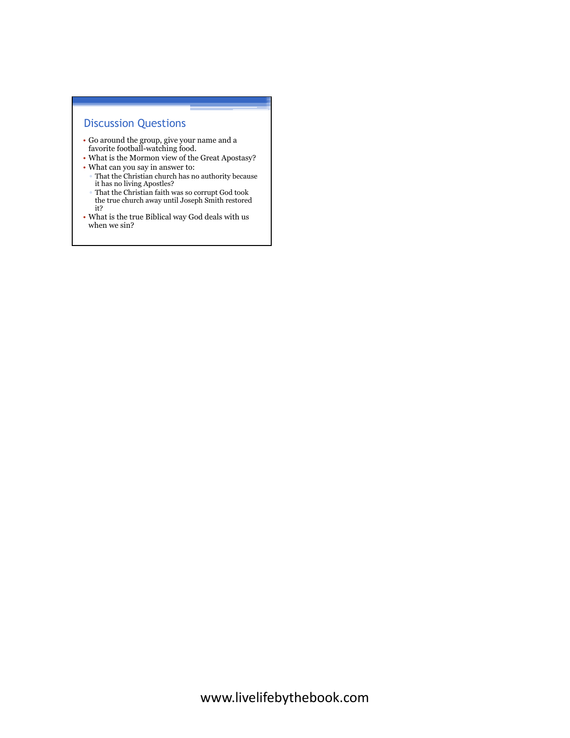## Discussion Questions

- Go around the group, give your name and a favorite football-watching food.
- What is the Mormon view of the Great Apostasy?
- What can you say in answer to:
  - That the Christian church has no authority because it has no living Apostles?
  - That the Christian faith was so corrupt God took the true church away until Joseph Smith restored it?
- What is the true Biblical way God deals with us when we sin?

www.livelifebythebook.com